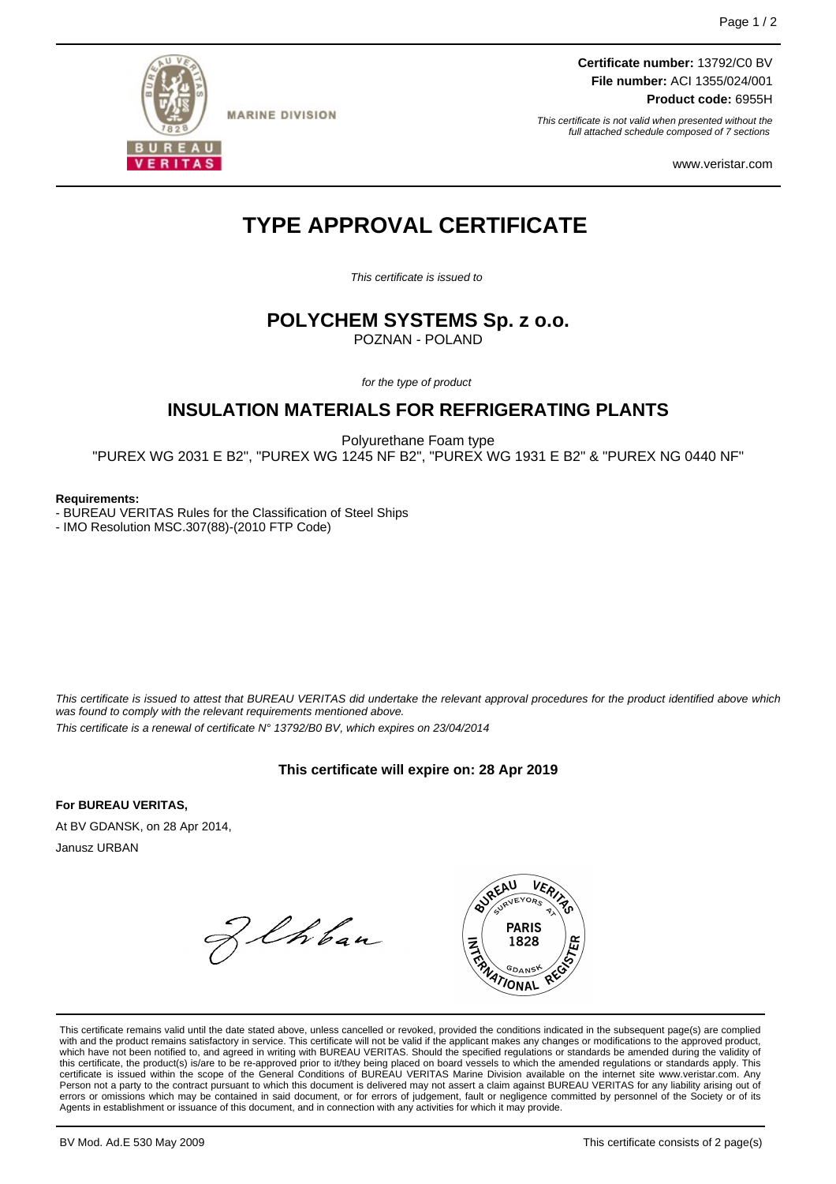MARINE DIVISION

**Certificate number:** 13792/C0 BV
**File number:** ACI 1355/024/001
**Product code:** 6955H

*This certificate is not valid when presented without the full attached schedule composed of 7 sections*

www.veristar.com

# TYPE APPROVAL CERTIFICATE

*This certificate is issued to*

## POLYCHEM SYSTEMS Sp. z o.o.

POZNAN - POLAND

*for the type of product*

## INSULATION MATERIALS FOR REFRIGERATING PLANTS

Polyurethane Foam type
"PUREX WG 2031 E B2", "PUREX WG 1245 NF B2", "PUREX WG 1931 E B2" & "PUREX NG 0440 NF"

**Requirements:**

- BUREAU VERITAS Rules for the Classification of Steel Ships
- IMO Resolution MSC.307(88)-(2010 FTP Code)

*This certificate is issued to attest that BUREAU VERITAS did undertake the relevant approval procedures for the product identified above which was found to comply with the relevant requirements mentioned above.*

*This certificate is a renewal of certificate N° 13792/B0 BV, which expires on 23/04/2014*

**This certificate will expire on: 28 Apr 2019**

**For BUREAU VERITAS,**

At BV GDANSK, on 28 Apr 2014,

Janusz URBAN

This certificate remains valid until the date stated above, unless cancelled or revoked, provided the conditions indicated in the subsequent page(s) are complied with and the product remains satisfactory in service. This certificate will not be valid if the applicant makes any changes or modifications to the approved product, which have not been notified to, and agreed in writing with BUREAU VERITAS. Should the specified regulations or standards be amended during the validity of this certificate, the product(s) is/are to be re-approved prior to it/they being placed on board vessels to which the amended regulations or standards apply. This certificate is issued within the scope of the General Conditions of BUREAU VERITAS Marine Division available on the internet site www.veristar.com. Any Person not a party to the contract pursuant to which this document is delivered may not assert a claim against BUREAU VERITAS for any liability arising out of errors or omissions which may be contained in said document, or for errors of judgement, fault or negligence committed by personnel of the Society or of its Agents in establishment or issuance of this document, and in connection with any activities for which it may provide.

BV Mod. Ad.E 530 May 2009

This certificate consists of 2 page(s)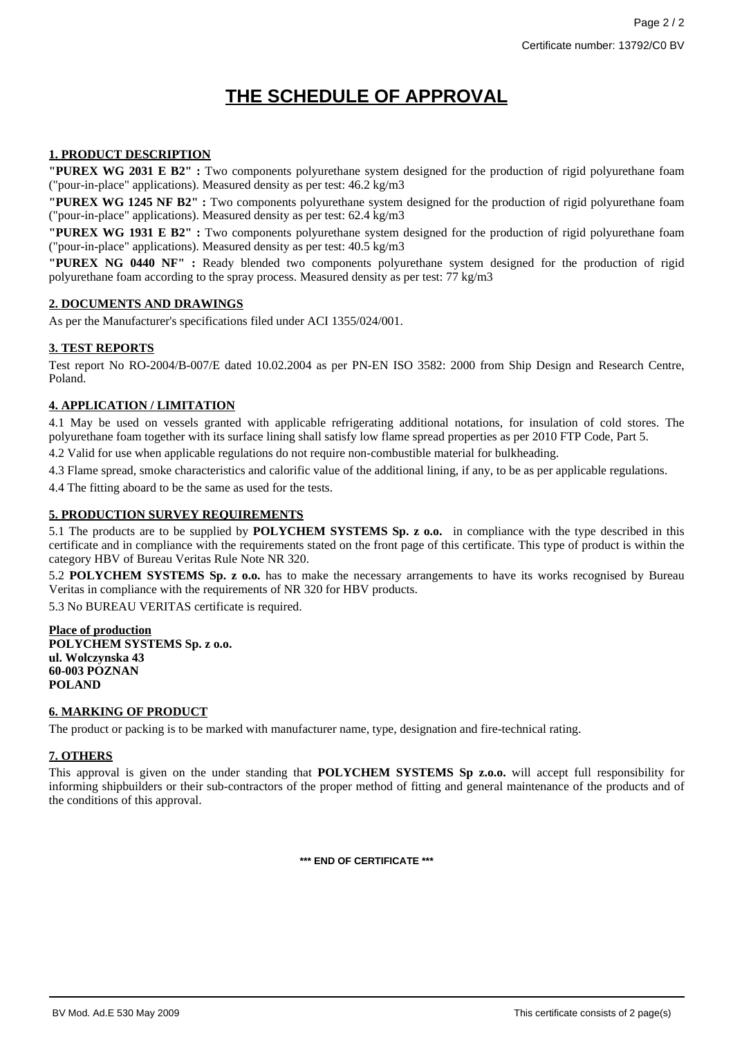Certificate number: 13792/C0 BV

# THE SCHEDULE OF APPROVAL

## 1. PRODUCT DESCRIPTION

**"PUREX WG 2031 E B2" :** Two components polyurethane system designed for the production of rigid polyurethane foam ("pour-in-place" applications). Measured density as per test: 46.2 kg/m3

**"PUREX WG 1245 NF B2" :** Two components polyurethane system designed for the production of rigid polyurethane foam ("pour-in-place" applications). Measured density as per test: 62.4 kg/m3

**"PUREX WG 1931 E B2" :** Two components polyurethane system designed for the production of rigid polyurethane foam ("pour-in-place" applications). Measured density as per test: 40.5 kg/m3

**"PUREX NG 0440 NF" :** Ready blended two components polyurethane system designed for the production of rigid polyurethane foam according to the spray process. Measured density as per test: 77 kg/m3

## 2. DOCUMENTS AND DRAWINGS

As per the Manufacturer's specifications filed under ACI 1355/024/001.

## 3. TEST REPORTS

Test report No RO-2004/B-007/E dated 10.02.2004 as per PN-EN ISO 3582: 2000 from Ship Design and Research Centre, Poland.

## 4. APPLICATION / LIMITATION

4.1 May be used on vessels granted with applicable refrigerating additional notations, for insulation of cold stores. The polyurethane foam together with its surface lining shall satisfy low flame spread properties as per 2010 FTP Code, Part 5.

4.2 Valid for use when applicable regulations do not require non-combustible material for bulkheading.

4.3 Flame spread, smoke characteristics and calorific value of the additional lining, if any, to be as per applicable regulations.

4.4 The fitting aboard to be the same as used for the tests.

## 5. PRODUCTION SURVEY REQUIREMENTS

5.1 The products are to be supplied by **POLYCHEM SYSTEMS Sp. z o.o.** in compliance with the type described in this certificate and in compliance with the requirements stated on the front page of this certificate. This type of product is within the category HBV of Bureau Veritas Rule Note NR 320.

5.2 **POLYCHEM SYSTEMS Sp. z o.o.** has to make the necessary arrangements to have its works recognised by Bureau Veritas in compliance with the requirements of NR 320 for HBV products.

5.3 No BUREAU VERITAS certificate is required.

**Place of production**
**POLYCHEM SYSTEMS Sp. z o.o.**
**ul. Wolczynska 43**
**60-003 POZNAN**
**POLAND**

## 6. MARKING OF PRODUCT

The product or packing is to be marked with manufacturer name, type, designation and fire-technical rating.

## 7. OTHERS

This approval is given on the under standing that **POLYCHEM SYSTEMS Sp z.o.o.** will accept full responsibility for informing shipbuilders or their sub-contractors of the proper method of fitting and general maintenance of the products and of the conditions of this approval.

**\*\*\* END OF CERTIFICATE \*\*\***